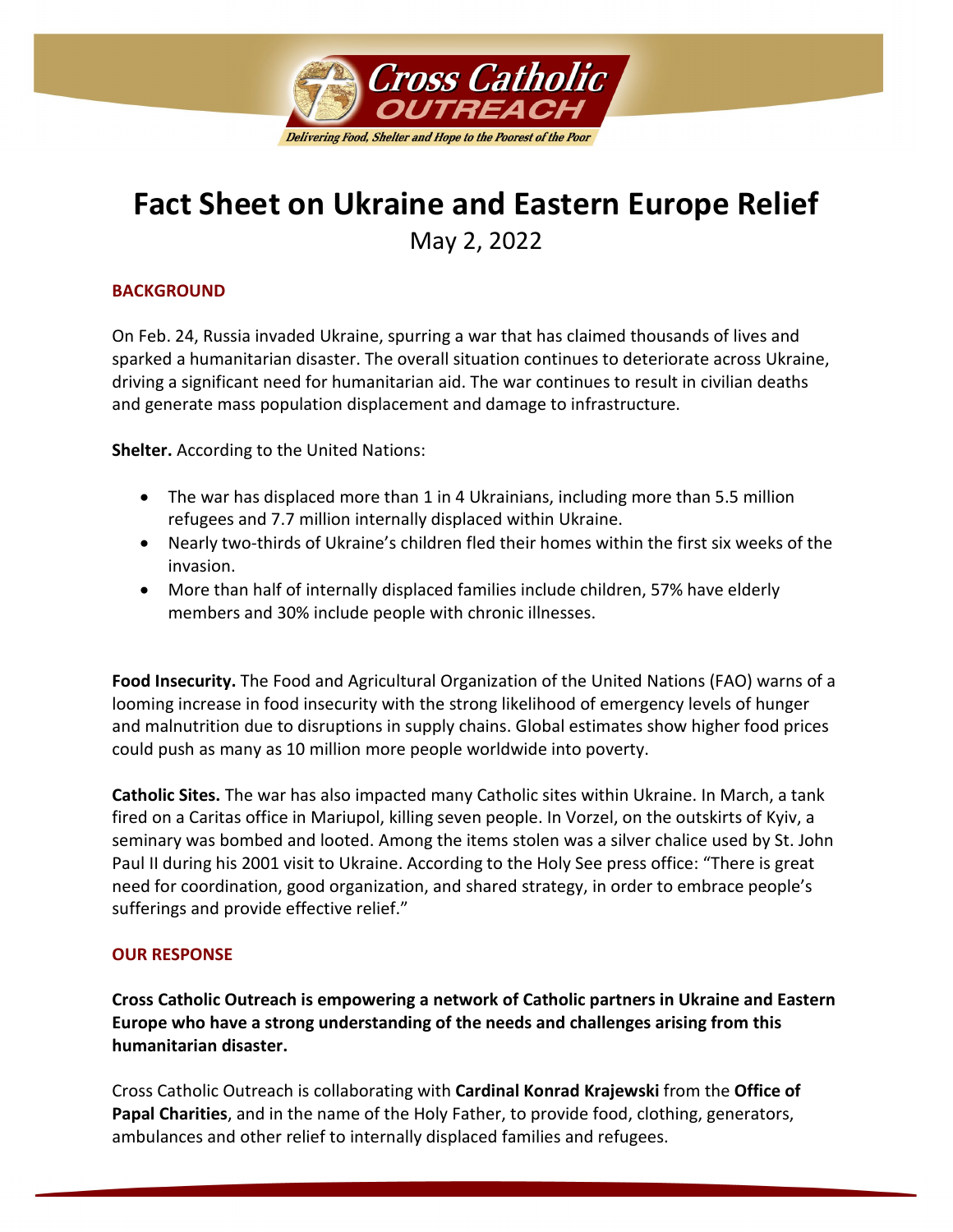Cross Catholic OUTREACH

*Delivering Food, Shelter and Hope to the Poorest of the Poor*

# Fact Sheet on Ukraine and Eastern Europe Relief

May 2, 2022

## BACKGROUND

On Feb. 24, Russia invaded Ukraine, spurring a war that has claimed thousands of lives and sparked a humanitarian disaster. The overall situation continues to deteriorate across Ukraine, driving a significant need for humanitarian aid. The war continues to result in civilian deaths and generate mass population displacement and damage to infrastructure.

**Shelter.** According to the United Nations:

- The war has displaced more than 1 in 4 Ukrainians, including more than 5.5 million refugees and 7.7 million internally displaced within Ukraine.
- Nearly two-thirds of Ukraine's children fled their homes within the first six weeks of the invasion.
- More than half of internally displaced families include children, 57% have elderly members and 30% include people with chronic illnesses.

**Food Insecurity.** The Food and Agricultural Organization of the United Nations (FAO) warns of a looming increase in food insecurity with the strong likelihood of emergency levels of hunger and malnutrition due to disruptions in supply chains. Global estimates show higher food prices could push as many as 10 million more people worldwide into poverty.

**Catholic Sites.** The war has also impacted many Catholic sites within Ukraine. In March, a tank fired on a Caritas office in Mariupol, killing seven people. In Vorzel, on the outskirts of Kyiv, a seminary was bombed and looted. Among the items stolen was a silver chalice used by St. John Paul II during his 2001 visit to Ukraine. According to the Holy See press office: "There is great need for coordination, good organization, and shared strategy, in order to embrace people's sufferings and provide effective relief."

## OUR RESPONSE

**Cross Catholic Outreach is empowering a network of Catholic partners in Ukraine and Eastern Europe who have a strong understanding of the needs and challenges arising from this humanitarian disaster.**

Cross Catholic Outreach is collaborating with **Cardinal Konrad Krajewski** from the **Office of Papal Charities**, and in the name of the Holy Father, to provide food, clothing, generators, ambulances and other relief to internally displaced families and refugees.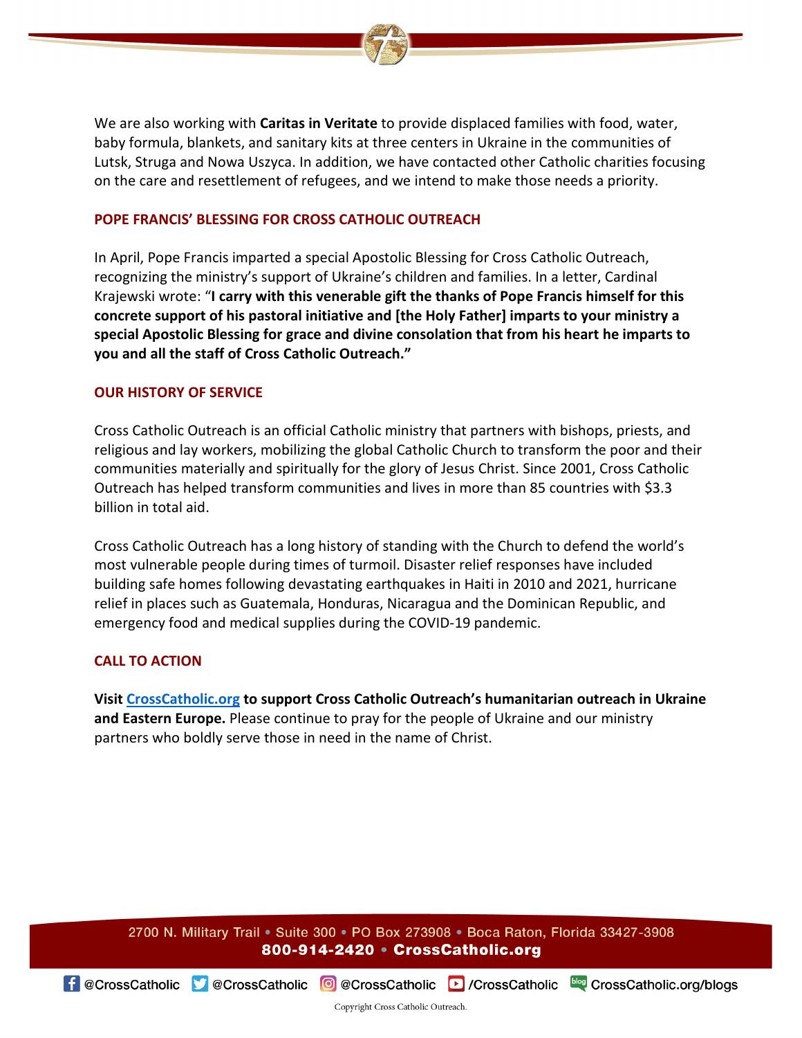We are also working with **Caritas in Veritate** to provide displaced families with food, water, baby formula, blankets, and sanitary kits at three centers in Ukraine in the communities of Lutsk, Struga and Nowa Uszyca. In addition, we have contacted other Catholic charities focusing on the care and resettlement of refugees, and we intend to make those needs a priority.

## POPE FRANCIS' BLESSING FOR CROSS CATHOLIC OUTREACH

In April, Pope Francis imparted a special Apostolic Blessing for Cross Catholic Outreach, recognizing the ministry's support of Ukraine's children and families. In a letter, Cardinal Krajewski wrote: "**I carry with this venerable gift the thanks of Pope Francis himself for this concrete support of his pastoral initiative and [the Holy Father] imparts to your ministry a special Apostolic Blessing for grace and divine consolation that from his heart he imparts to you and all the staff of Cross Catholic Outreach.**"

## OUR HISTORY OF SERVICE

Cross Catholic Outreach is an official Catholic ministry that partners with bishops, priests, and religious and lay workers, mobilizing the global Catholic Church to transform the poor and their communities materially and spiritually for the glory of Jesus Christ. Since 2001, Cross Catholic Outreach has helped transform communities and lives in more than 85 countries with $3.3 billion in total aid.

Cross Catholic Outreach has a long history of standing with the Church to defend the world's most vulnerable people during times of turmoil. Disaster relief responses have included building safe homes following devastating earthquakes in Haiti in 2010 and 2021, hurricane relief in places such as Guatemala, Honduras, Nicaragua and the Dominican Republic, and emergency food and medical supplies during the COVID-19 pandemic.

## CALL TO ACTION

**Visit [CrossCatholic.org](http://CrossCatholic.org) to support Cross Catholic Outreach's humanitarian outreach in Ukraine and Eastern Europe.** Please continue to pray for the people of Ukraine and our ministry partners who boldly serve those in need in the name of Christ.

2700 N. Military Trail • Suite 300 • PO Box 273908 • Boca Raton, Florida 33427-3908

**800-914-2420 • CrossCatholic.org**

@CrossCatholic @CrossCatholic @CrossCatholic /CrossCatholic CrossCatholic.org/blogs

Copyright Cross Catholic Outreach.